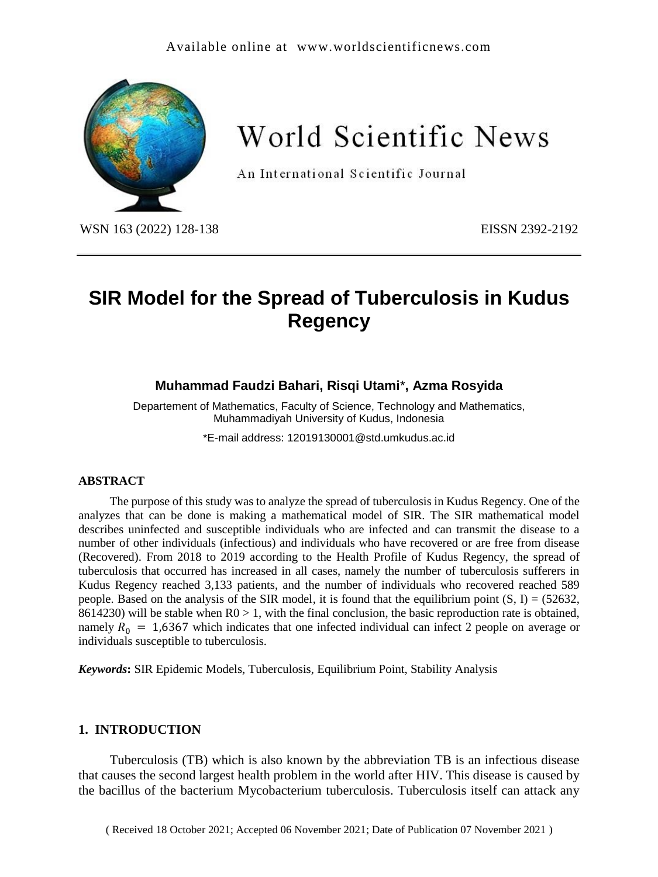# SIR Model for the Spread of Tuberculosis in Kudus Regency

**Muhammad Faudzi Bahari, Risqi Utami*, Azma Rosyida**

Departement of Mathematics, Faculty of Science, Technology and Mathematics, Muhammadiyah University of Kudus, Indonesia

*E-mail address: 12019130001@std.umkudus.ac.id

### ABSTRACT

The purpose of this study was to analyze the spread of tuberculosis in Kudus Regency. One of the analyzes that can be done is making a mathematical model of SIR. The SIR mathematical model describes uninfected and susceptible individuals who are infected and can transmit the disease to a number of other individuals (infectious) and individuals who have recovered or are free from disease (Recovered). From 2018 to 2019 according to the Health Profile of Kudus Regency, the spread of tuberculosis that occurred has increased in all cases, namely the number of tuberculosis sufferers in Kudus Regency reached 3,133 patients, and the number of individuals who recovered reached 589 people. Based on the analysis of the SIR model, it is found that the equilibrium point (S, I) = (52632, 8614230) will be stable when R0 > 1, with the final conclusion, the basic reproduction rate is obtained, namely $R_0 = 1{,}6367$ which indicates that one infected individual can infect 2 people on average or individuals susceptible to tuberculosis.

***Keywords*:** SIR Epidemic Models, Tuberculosis, Equilibrium Point, Stability Analysis

## 1. INTRODUCTION

Tuberculosis (TB) which is also known by the abbreviation TB is an infectious disease that causes the second largest health problem in the world after HIV. This disease is caused by the bacillus of the bacterium Mycobacterium tuberculosis. Tuberculosis itself can attack any

( Received 18 October 2021; Accepted 06 November 2021; Date of Publication 07 November 2021 )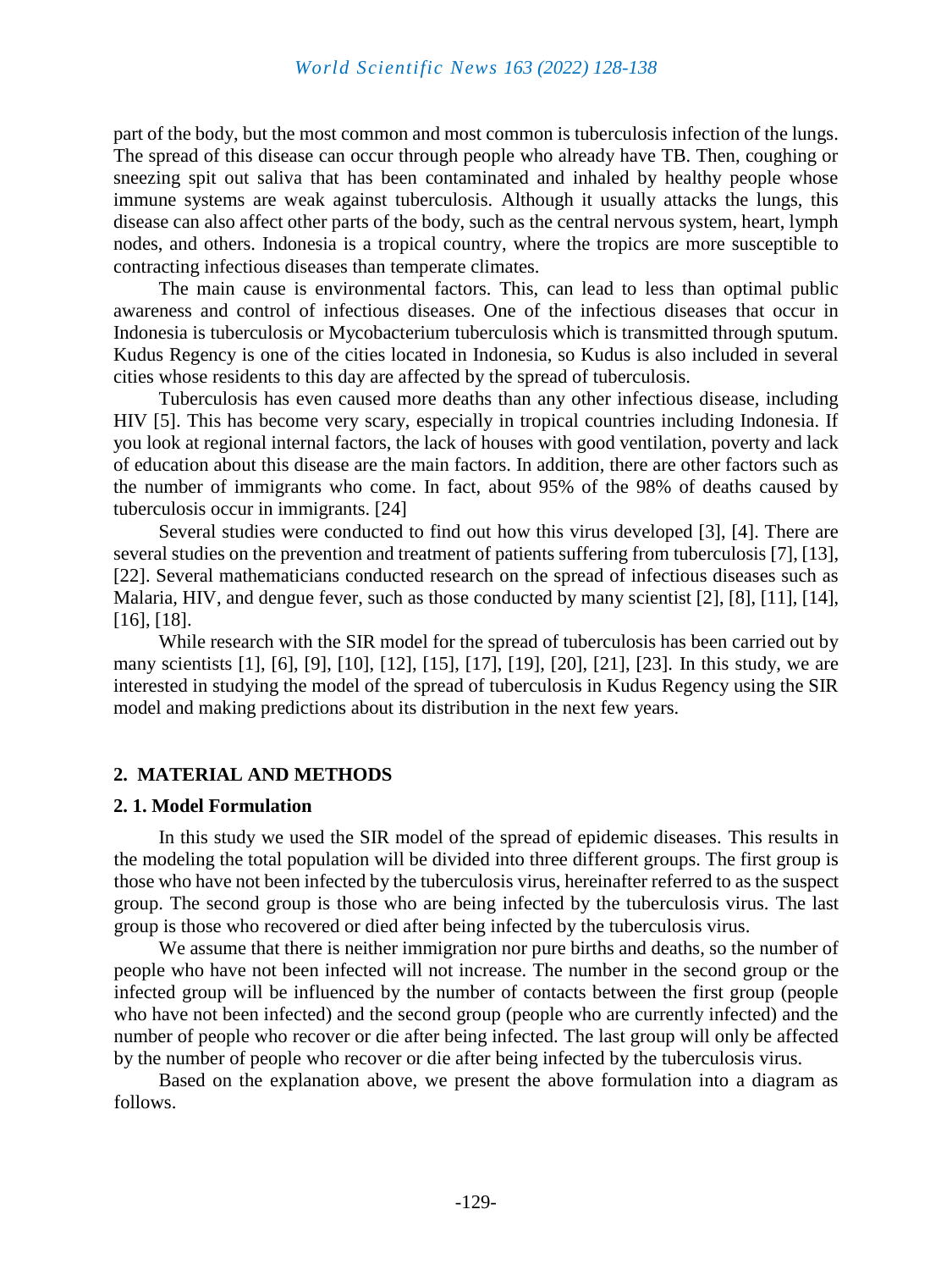part of the body, but the most common and most common is tuberculosis infection of the lungs. The spread of this disease can occur through people who already have TB. Then, coughing or sneezing spit out saliva that has been contaminated and inhaled by healthy people whose immune systems are weak against tuberculosis. Although it usually attacks the lungs, this disease can also affect other parts of the body, such as the central nervous system, heart, lymph nodes, and others. Indonesia is a tropical country, where the tropics are more susceptible to contracting infectious diseases than temperate climates.

The main cause is environmental factors. This, can lead to less than optimal public awareness and control of infectious diseases. One of the infectious diseases that occur in Indonesia is tuberculosis or Mycobacterium tuberculosis which is transmitted through sputum. Kudus Regency is one of the cities located in Indonesia, so Kudus is also included in several cities whose residents to this day are affected by the spread of tuberculosis.

Tuberculosis has even caused more deaths than any other infectious disease, including HIV [5]. This has become very scary, especially in tropical countries including Indonesia. If you look at regional internal factors, the lack of houses with good ventilation, poverty and lack of education about this disease are the main factors. In addition, there are other factors such as the number of immigrants who come. In fact, about 95% of the 98% of deaths caused by tuberculosis occur in immigrants. [24]

Several studies were conducted to find out how this virus developed [3], [4]. There are several studies on the prevention and treatment of patients suffering from tuberculosis [7], [13], [22]. Several mathematicians conducted research on the spread of infectious diseases such as Malaria, HIV, and dengue fever, such as those conducted by many scientist [2], [8], [11], [14], [16], [18].

While research with the SIR model for the spread of tuberculosis has been carried out by many scientists [1], [6], [9], [10], [12], [15], [17], [19], [20], [21], [23]. In this study, we are interested in studying the model of the spread of tuberculosis in Kudus Regency using the SIR model and making predictions about its distribution in the next few years.

## 2. MATERIAL AND METHODS

### 2. 1. Model Formulation

In this study we used the SIR model of the spread of epidemic diseases. This results in the modeling the total population will be divided into three different groups. The first group is those who have not been infected by the tuberculosis virus, hereinafter referred to as the suspect group. The second group is those who are being infected by the tuberculosis virus. The last group is those who recovered or died after being infected by the tuberculosis virus.

We assume that there is neither immigration nor pure births and deaths, so the number of people who have not been infected will not increase. The number in the second group or the infected group will be influenced by the number of contacts between the first group (people who have not been infected) and the second group (people who are currently infected) and the number of people who recover or die after being infected. The last group will only be affected by the number of people who recover or die after being infected by the tuberculosis virus.

Based on the explanation above, we present the above formulation into a diagram as follows.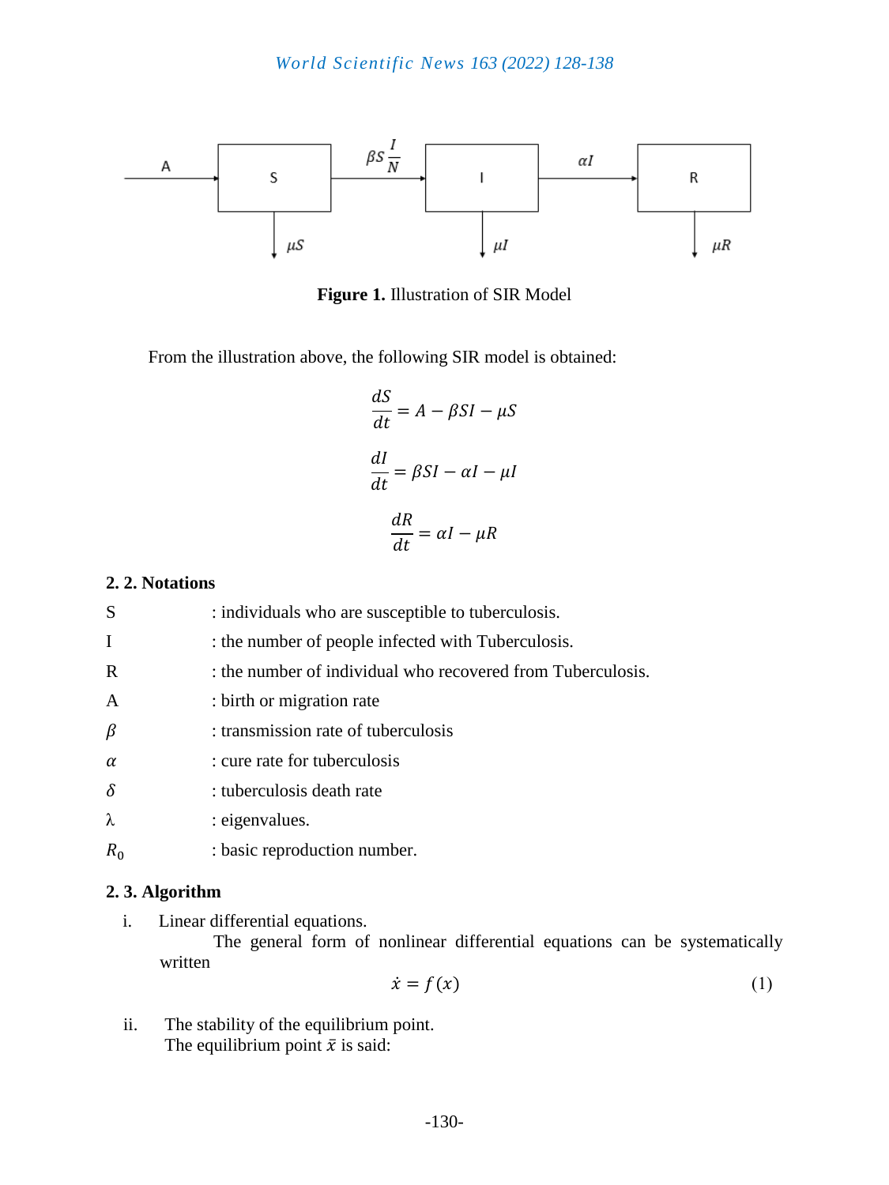**Figure 1.** Illustration of SIR Model

From the illustration above, the following SIR model is obtained:

$$\frac{dS}{dt} = A - \beta SI - \mu S$$

$$\frac{dI}{dt} = \beta SI - \alpha I - \mu I$$

$$\frac{dR}{dt} = \alpha I - \mu R$$

### 2. 2. Notations

| | |
|---|---|
| S | : individuals who are susceptible to tuberculosis. |
| I | : the number of people infected with Tuberculosis. |
| R | : the number of individual who recovered from Tuberculosis. |
| A | : birth or migration rate |
| $\beta$ | : transmission rate of tuberculosis |
| $\alpha$ | : cure rate for tuberculosis |
| $\delta$ | : tuberculosis death rate |
| $\lambda$ | : eigenvalues. |
| $R_0$ | : basic reproduction number. |

### 2. 3. Algorithm

i. Linear differential equations.
   The general form of nonlinear differential equations can be systematically written

$$\dot{x} = f(x) \tag{1}$$

ii. The stability of the equilibrium point.
   The equilibrium point $\bar{x}$ is said: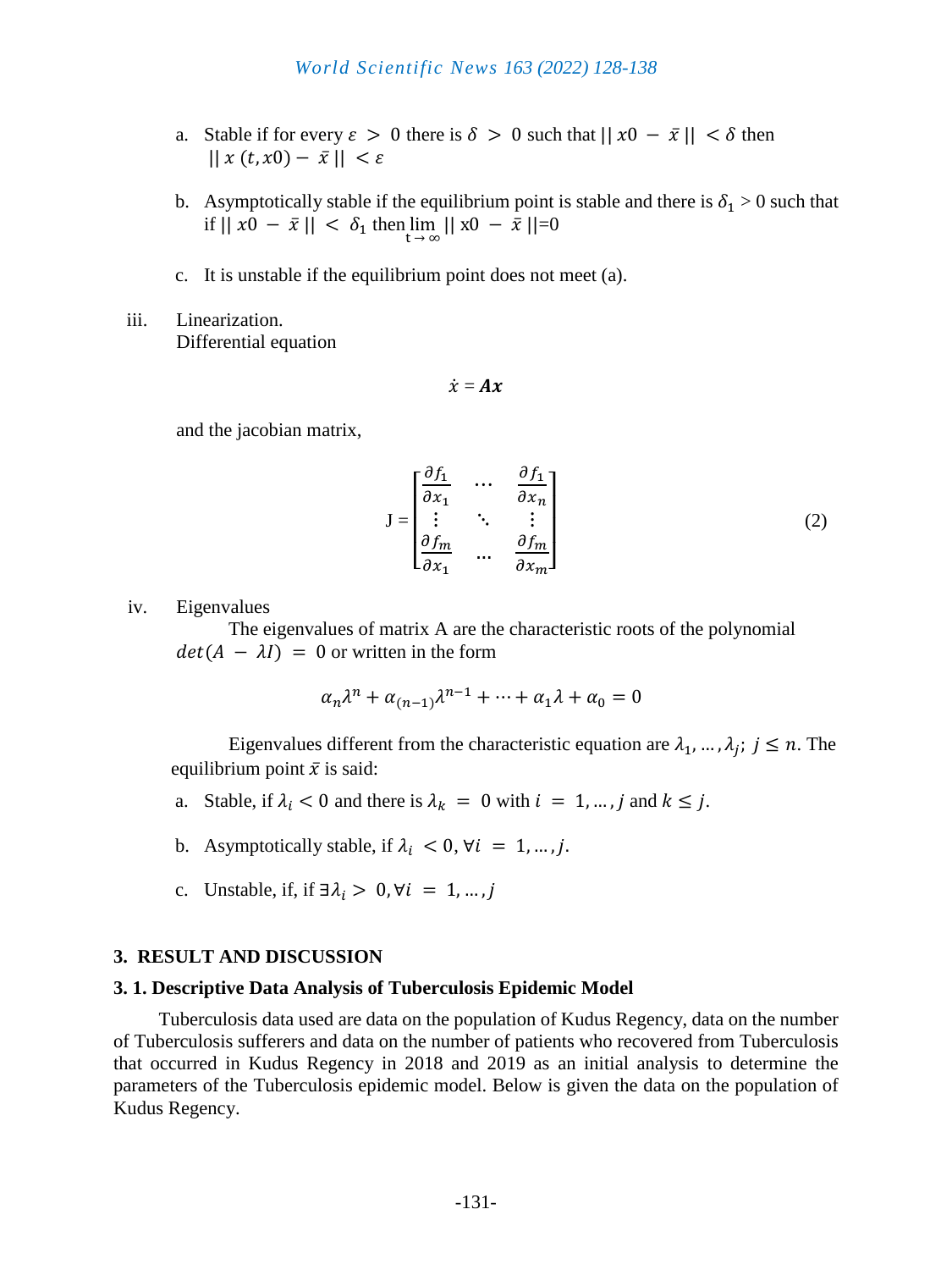a. Stable if for every $\varepsilon > 0$ there is $\delta > 0$ such that $|| x0 - \bar{x} || < \delta$ then $|| x(t, x0) - \bar{x} || < \varepsilon$

b. Asymptotically stable if the equilibrium point is stable and there is $\delta_1 > 0$ such that if $|| x0 - \bar{x} || < \delta_1$ then $\lim_{t \to \infty} || x0 - \bar{x} || = 0$

c. It is unstable if the equilibrium point does not meet (a).

iii. Linearization.
Differential equation

$$\dot{x} = \boldsymbol{Ax}$$

and the jacobian matrix,

$$J = \begin{bmatrix} \frac{\partial f_1}{\partial x_1} & \cdots & \frac{\partial f_1}{\partial x_n} \\ \vdots & \ddots & \vdots \\ \frac{\partial f_m}{\partial x_1} & \cdots & \frac{\partial f_m}{\partial x_m} \end{bmatrix} \tag{2}$$

iv. Eigenvalues

The eigenvalues of matrix A are the characteristic roots of the polynomial $det(A - \lambda I) = 0$ or written in the form

$$\alpha_n \lambda^n + \alpha_{(n-1)} \lambda^{n-1} + \cdots + \alpha_1 \lambda + \alpha_0 = 0$$

Eigenvalues different from the characteristic equation are $\lambda_1, \ldots, \lambda_j$; $j \leq n$. The equilibrium point $\bar{x}$ is said:

a. Stable, if $\lambda_i < 0$ and there is $\lambda_k = 0$ with $i = 1, \ldots, j$ and $k \leq j$.

b. Asymptotically stable, if $\lambda_i < 0, \forall i = 1, \ldots, j$.

c. Unstable, if, if $\exists \lambda_i > 0, \forall i = 1, \ldots, j$

## 3. RESULT AND DISCUSSION

### 3. 1. Descriptive Data Analysis of Tuberculosis Epidemic Model

Tuberculosis data used are data on the population of Kudus Regency, data on the number of Tuberculosis sufferers and data on the number of patients who recovered from Tuberculosis that occurred in Kudus Regency in 2018 and 2019 as an initial analysis to determine the parameters of the Tuberculosis epidemic model. Below is given the data on the population of Kudus Regency.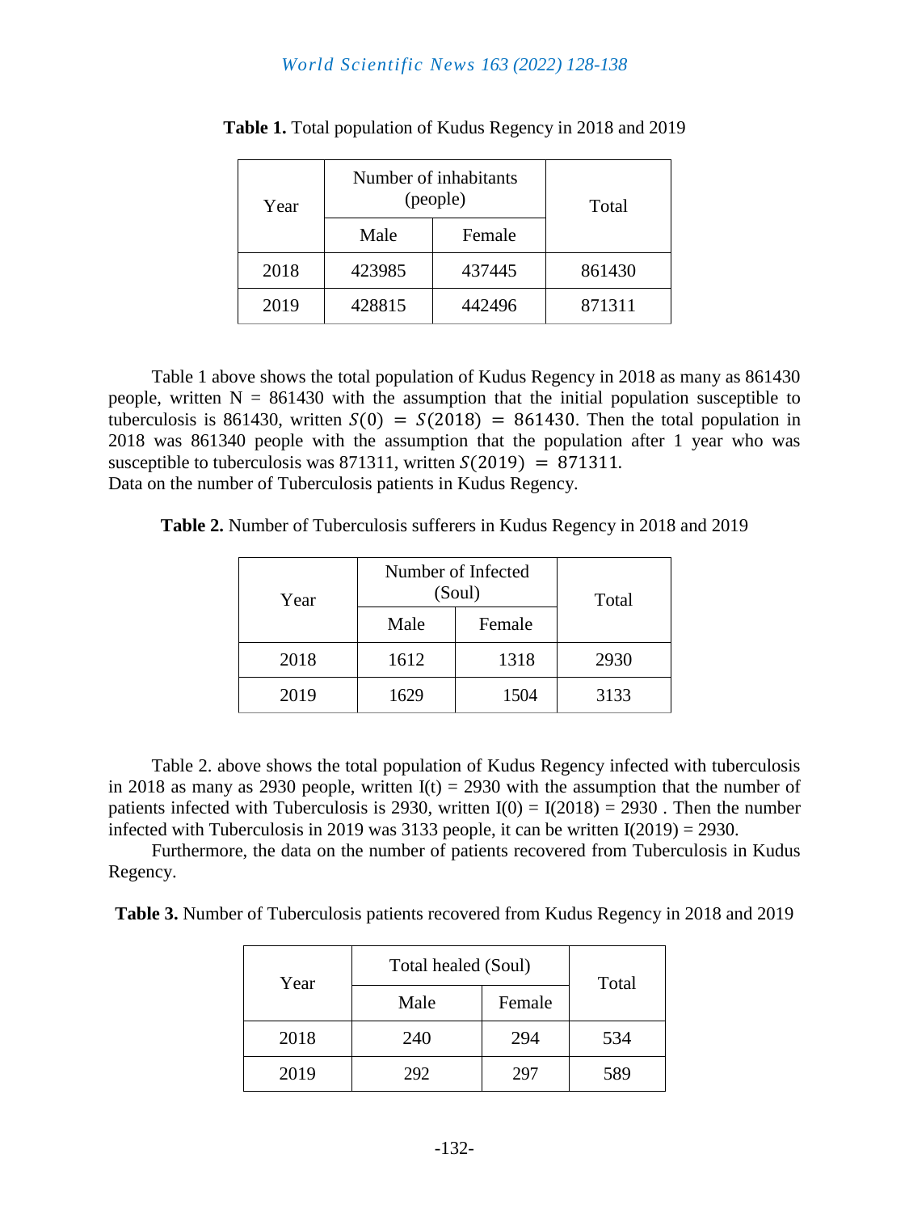**Table 1.** Total population of Kudus Regency in 2018 and 2019

| Year | Number of inhabitants (people) | | Total |
|---|---|---|---|
| | Male | Female | |
| 2018 | 423985 | 437445 | 861430 |
| 2019 | 428815 | 442496 | 871311 |

Table 1 above shows the total population of Kudus Regency in 2018 as many as 861430 people, written N = 861430 with the assumption that the initial population susceptible to tuberculosis is 861430, written $S(0) = S(2018) = 861430$. Then the total population in 2018 was 861340 people with the assumption that the population after 1 year who was susceptible to tuberculosis was 871311, written $S(2019) = 871311$.
Data on the number of Tuberculosis patients in Kudus Regency.

**Table 2.** Number of Tuberculosis sufferers in Kudus Regency in 2018 and 2019

| Year | Number of Infected (Soul) | | Total |
|---|---|---|---|
| | Male | Female | |
| 2018 | 1612 | 1318 | 2930 |
| 2019 | 1629 | 1504 | 3133 |

Table 2. above shows the total population of Kudus Regency infected with tuberculosis in 2018 as many as 2930 people, written I(t) = 2930 with the assumption that the number of patients infected with Tuberculosis is 2930, written I(0) = I(2018) = 2930 . Then the number infected with Tuberculosis in 2019 was 3133 people, it can be written I(2019) = 2930.

Furthermore, the data on the number of patients recovered from Tuberculosis in Kudus Regency.

**Table 3.** Number of Tuberculosis patients recovered from Kudus Regency in 2018 and 2019

| Year | Total healed (Soul) | | Total |
|---|---|---|---|
| | Male | Female | |
| 2018 | 240 | 294 | 534 |
| 2019 | 292 | 297 | 589 |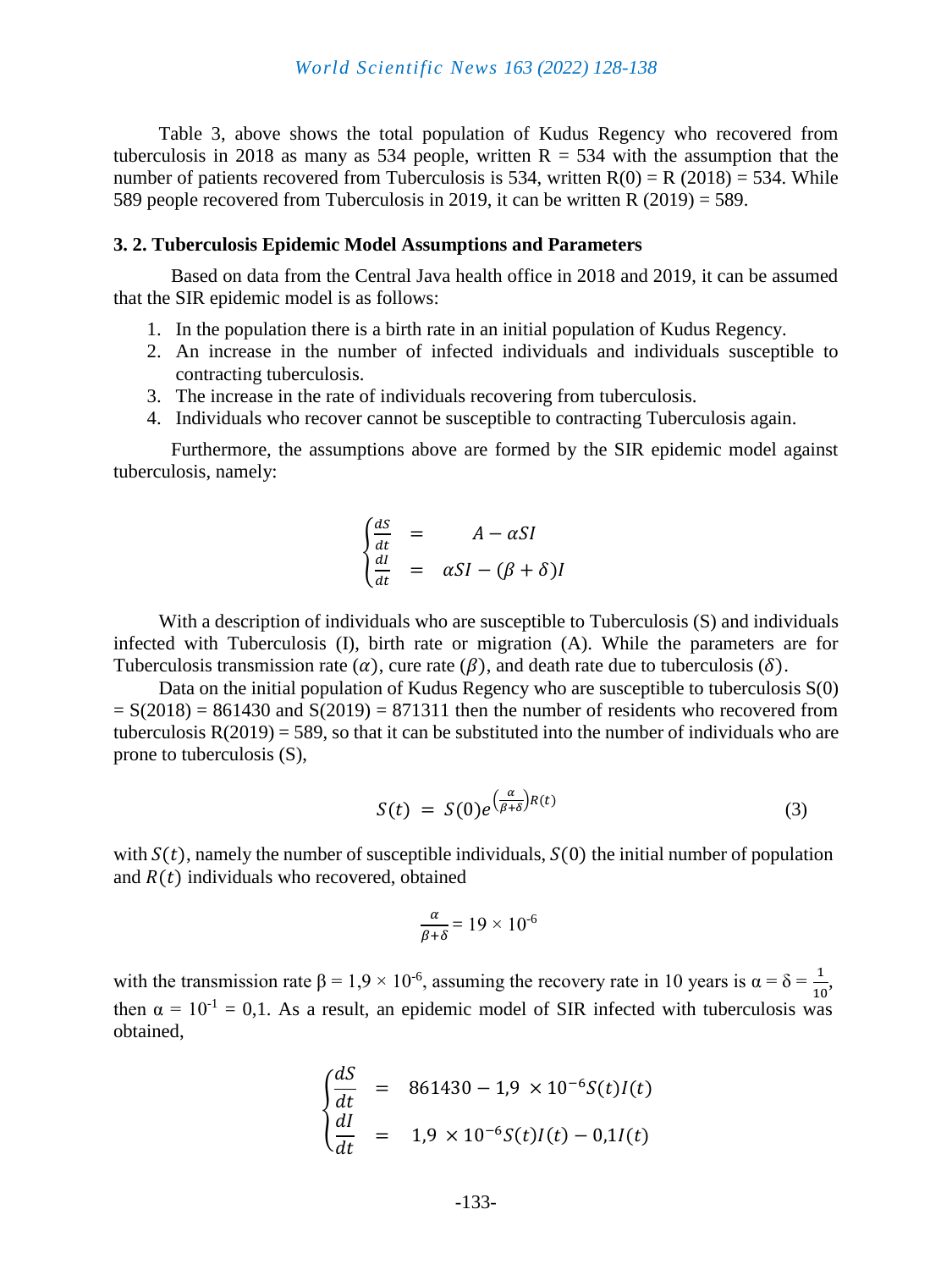Table 3, above shows the total population of Kudus Regency who recovered from tuberculosis in 2018 as many as 534 people, written R = 534 with the assumption that the number of patients recovered from Tuberculosis is 534, written R(0) = R (2018) = 534. While 589 people recovered from Tuberculosis in 2019, it can be written R (2019) = 589.

### 3. 2. Tuberculosis Epidemic Model Assumptions and Parameters

Based on data from the Central Java health office in 2018 and 2019, it can be assumed that the SIR epidemic model is as follows:

1. In the population there is a birth rate in an initial population of Kudus Regency.
2. An increase in the number of infected individuals and individuals susceptible to contracting tuberculosis.
3. The increase in the rate of individuals recovering from tuberculosis.
4. Individuals who recover cannot be susceptible to contracting Tuberculosis again.

Furthermore, the assumptions above are formed by the SIR epidemic model against tuberculosis, namely:

$$\begin{cases} \frac{dS}{dt} & = & A - \alpha SI \\ \frac{dI}{dt} & = & \alpha SI - (\beta + \delta)I \end{cases}$$

With a description of individuals who are susceptible to Tuberculosis (S) and individuals infected with Tuberculosis (I), birth rate or migration (A). While the parameters are for Tuberculosis transmission rate $(\alpha)$, cure rate $(\beta)$, and death rate due to tuberculosis $(\delta)$.

Data on the initial population of Kudus Regency who are susceptible to tuberculosis S(0) = S(2018) = 861430 and S(2019) = 871311 then the number of residents who recovered from tuberculosis R(2019) = 589, so that it can be substituted into the number of individuals who are prone to tuberculosis (S),

$$S(t) \ = \ S(0)e^{\left(\frac{\alpha}{\beta+\delta}\right)R(t)} \tag{3}$$

with $S(t)$, namely the number of susceptible individuals, $S(0)$ the initial number of population and $R(t)$ individuals who recovered, obtained

$$\frac{\alpha}{\beta+\delta} = 19 \times 10^{-6}$$

with the transmission rate $\beta = 1{,}9 \times 10^{-6}$, assuming the recovery rate in 10 years is $\alpha = \delta = \frac{1}{10}$, then $\alpha = 10^{-1} = 0{,}1$. As a result, an epidemic model of SIR infected with tuberculosis was obtained,

$$\begin{cases} \frac{dS}{dt} & = & 861430 - 1{,}9 \ \times 10^{-6} S(t)I(t) \\ \frac{dI}{dt} & = & 1{,}9 \ \times 10^{-6} S(t)I(t) - 0{,}1I(t) \end{cases}$$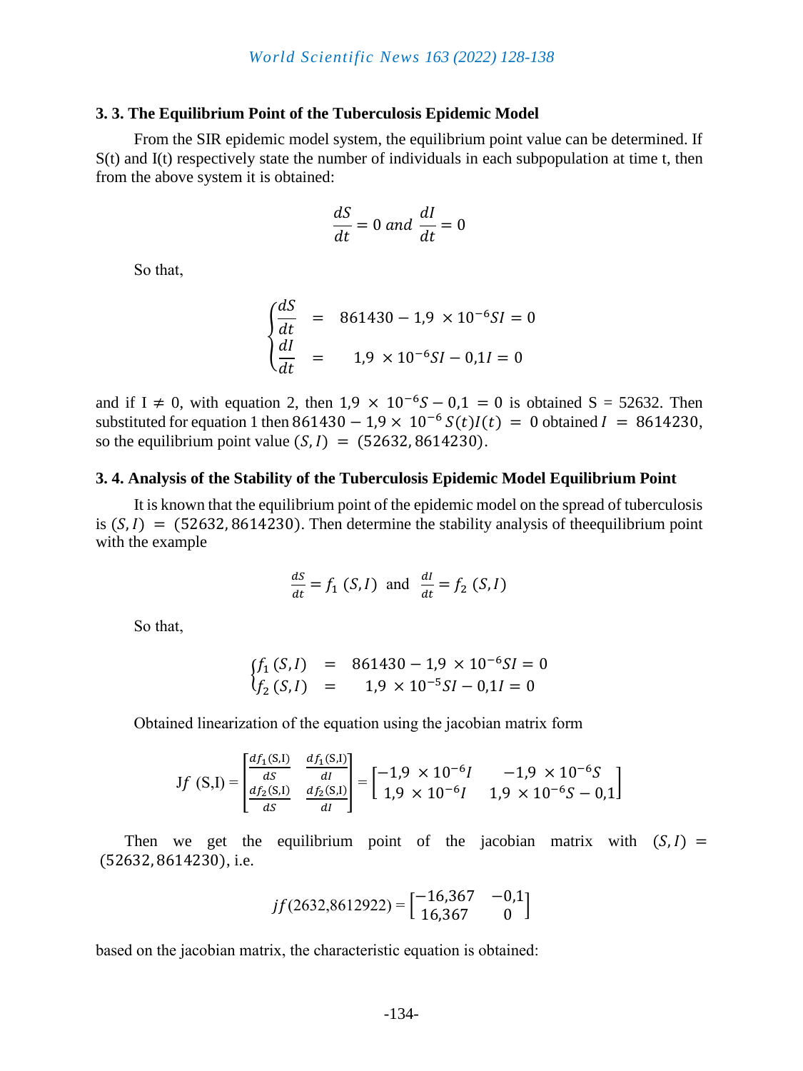### 3. 3. The Equilibrium Point of the Tuberculosis Epidemic Model

From the SIR epidemic model system, the equilibrium point value can be determined. If S(t) and I(t) respectively state the number of individuals in each subpopulation at time t, then from the above system it is obtained:

$$\frac{dS}{dt} = 0 \; and \; \frac{dI}{dt} = 0$$

So that,

$$\begin{cases} \dfrac{dS}{dt} & = & 861430 - 1{,}9 \times 10^{-6} SI = 0 \\ \dfrac{dI}{dt} & = & 1{,}9 \times 10^{-6} SI - 0{,}1 I = 0 \end{cases}$$

and if $I \neq 0$, with equation 2, then $1{,}9 \times 10^{-6} S - 0{,}1 = 0$ is obtained S = 52632. Then substituted for equation 1 then $861430 - 1{,}9 \times 10^{-6} \, S(t)I(t) = 0$ obtained $I = 8614230$, so the equilibrium point value $(S, I) = (52632, 8614230)$.

### 3. 4. Analysis of the Stability of the Tuberculosis Epidemic Model Equilibrium Point

It is known that the equilibrium point of the epidemic model on the spread of tuberculosis is $(S, I) = (52632, 8614230)$. Then determine the stability analysis of theequilibrium point with the example

$$\frac{dS}{dt} = f_1\,(S, I) \;\; \text{and} \;\; \frac{dI}{dt} = f_2\,(S, I)$$

So that,

$$\begin{cases} f_1\,(S, I) & = & 861430 - 1{,}9 \times 10^{-6} SI = 0 \\ f_2\,(S, I) & = & 1{,}9 \times 10^{-5} SI - 0{,}1 I = 0 \end{cases}$$

Obtained linearization of the equation using the jacobian matrix form

$$\text{J}f\ (\text{S,I}) = \begin{bmatrix} \dfrac{df_1(\text{S,I})}{dS} & \dfrac{df_1(\text{S,I})}{dI} \\ \dfrac{df_2(\text{S,I})}{dS} & \dfrac{df_2(\text{S,I})}{dI} \end{bmatrix} = \begin{bmatrix} -1{,}9 \times 10^{-6} I & -1{,}9 \times 10^{-6} S \\ 1{,}9 \times 10^{-6} I & 1{,}9 \times 10^{-6} S - 0{,}1 \end{bmatrix}$$

Then we get the equilibrium point of the jacobian matrix with $(S, I) = (52632, 8614230)$, i.e.

$$jf(2632{,}8612922) = \begin{bmatrix} -16{,}367 & -0{,}1 \\ 16{,}367 & 0 \end{bmatrix}$$

based on the jacobian matrix, the characteristic equation is obtained: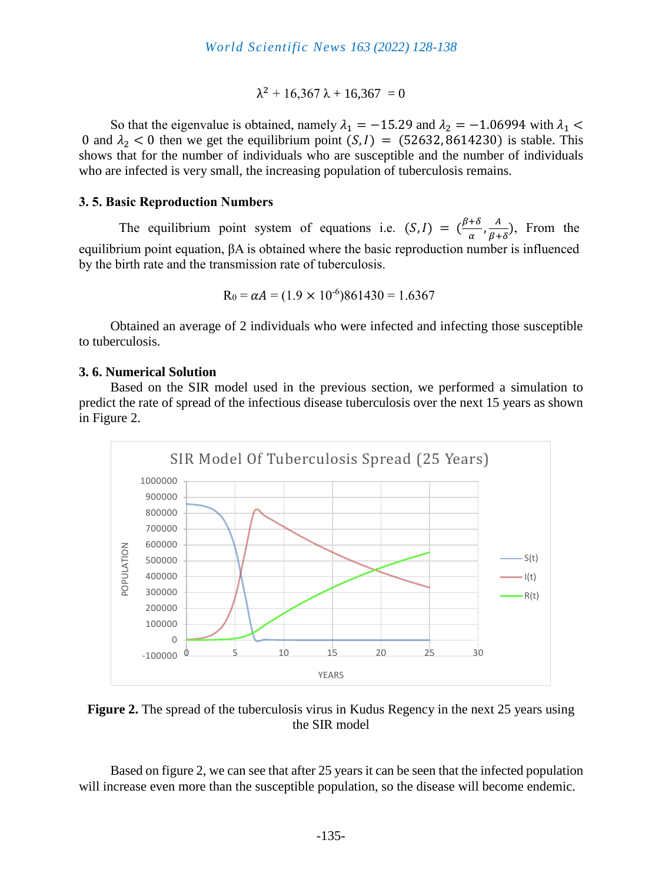$$\lambda^2 + 16{,}367\,\lambda + 16{,}367 = 0$$

So that the eigenvalue is obtained, namely $\lambda_1 = -15.29$ and $\lambda_2 = -1.06994$ with $\lambda_1 < 0$ and $\lambda_2 < 0$ then we get the equilibrium point $(S, I) = (52632, 8614230)$ is stable. This shows that for the number of individuals who are susceptible and the number of individuals who are infected is very small, the increasing population of tuberculosis remains.

### 3. 5. Basic Reproduction Numbers

The equilibrium point system of equations i.e. $(S, I) = \left(\frac{\beta+\delta}{\alpha}, \frac{A}{\beta+\delta}\right)$, From the equilibrium point equation, βA is obtained where the basic reproduction number is influenced by the birth rate and the transmission rate of tuberculosis.

$$R_0 = \alpha A = (1.9 \times 10^{-6})861430 = 1.6367$$

Obtained an average of 2 individuals who were infected and infecting those susceptible to tuberculosis.

### 3. 6. Numerical Solution

Based on the SIR model used in the previous section, we performed a simulation to predict the rate of spread of the infectious disease tuberculosis over the next 15 years as shown in Figure 2.

**Figure 2.** The spread of the tuberculosis virus in Kudus Regency in the next 25 years using the SIR model

Based on figure 2, we can see that after 25 years it can be seen that the infected population will increase even more than the susceptible population, so the disease will become endemic.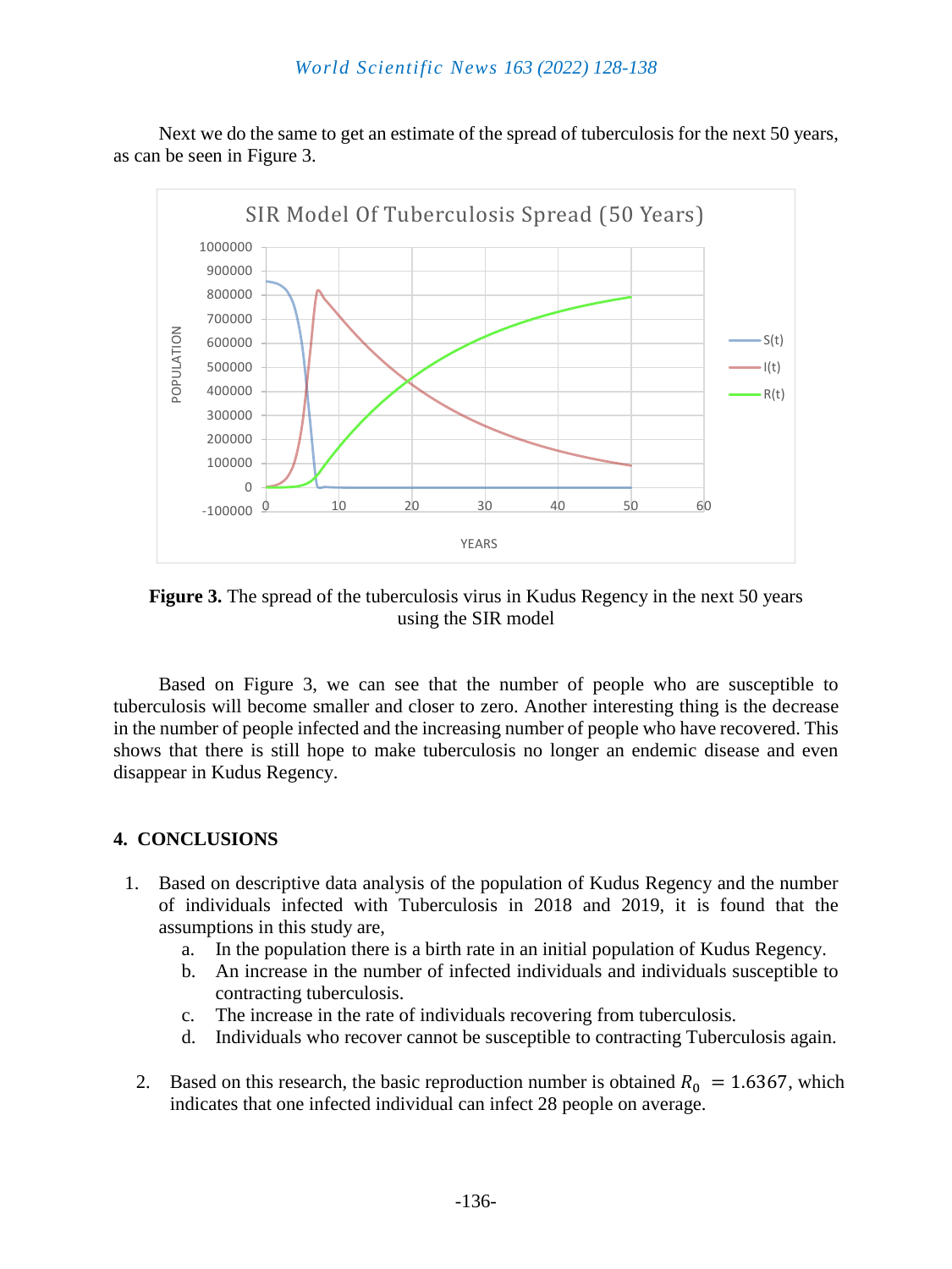Next we do the same to get an estimate of the spread of tuberculosis for the next 50 years, as can be seen in Figure 3.

**Figure 3.** The spread of the tuberculosis virus in Kudus Regency in the next 50 years using the SIR model

Based on Figure 3, we can see that the number of people who are susceptible to tuberculosis will become smaller and closer to zero. Another interesting thing is the decrease in the number of people infected and the increasing number of people who have recovered. This shows that there is still hope to make tuberculosis no longer an endemic disease and even disappear in Kudus Regency.

## 4. CONCLUSIONS

1. Based on descriptive data analysis of the population of Kudus Regency and the number of individuals infected with Tuberculosis in 2018 and 2019, it is found that the assumptions in this study are,
   a. In the population there is a birth rate in an initial population of Kudus Regency.
   b. An increase in the number of infected individuals and individuals susceptible to contracting tuberculosis.
   c. The increase in the rate of individuals recovering from tuberculosis.
   d. Individuals who recover cannot be susceptible to contracting Tuberculosis again.

2. Based on this research, the basic reproduction number is obtained $R_0 = 1.6367$, which indicates that one infected individual can infect 28 people on average.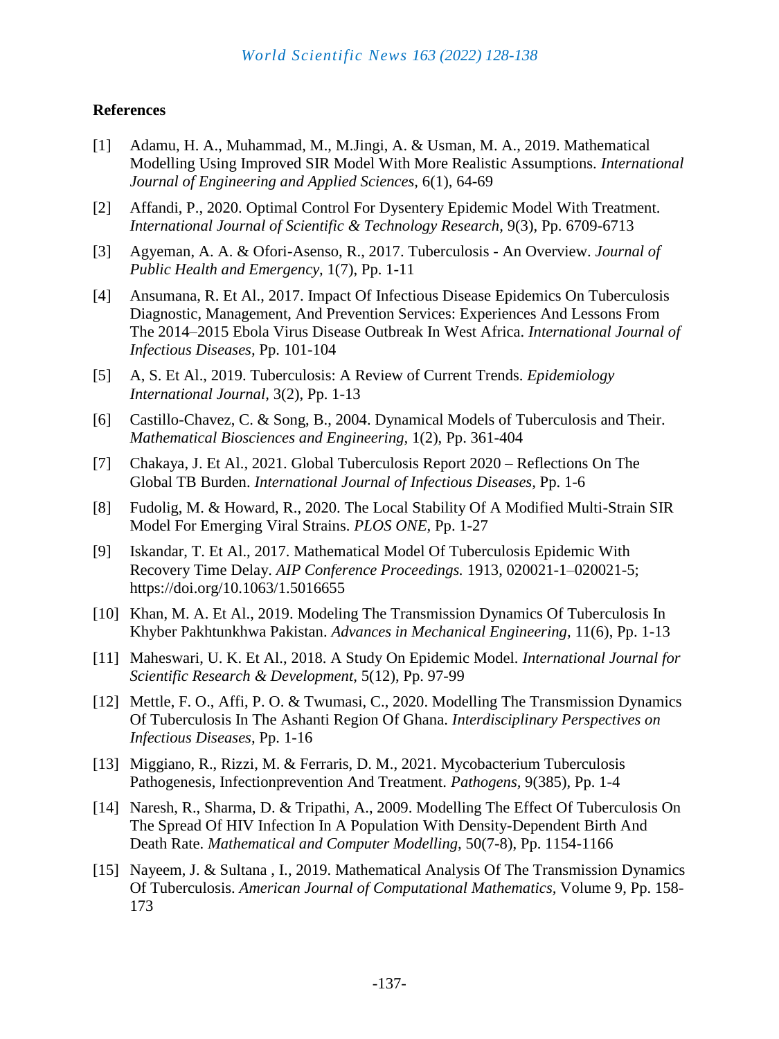## References

[1] Adamu, H. A., Muhammad, M., M.Jingi, A. & Usman, M. A., 2019. Mathematical Modelling Using Improved SIR Model With More Realistic Assumptions. *International Journal of Engineering and Applied Sciences,* 6(1), 64-69

[2] Affandi, P., 2020. Optimal Control For Dysentery Epidemic Model With Treatment. *International Journal of Scientific & Technology Research,* 9(3), Pp. 6709-6713

[3] Agyeman, A. A. & Ofori-Asenso, R., 2017. Tuberculosis - An Overview. *Journal of Public Health and Emergency,* 1(7), Pp. 1-11

[4] Ansumana, R. Et Al., 2017. Impact Of Infectious Disease Epidemics On Tuberculosis Diagnostic, Management, And Prevention Services: Experiences And Lessons From The 2014–2015 Ebola Virus Disease Outbreak In West Africa. *International Journal of Infectious Diseases,* Pp. 101-104

[5] A, S. Et Al., 2019. Tuberculosis: A Review of Current Trends. *Epidemiology International Journal,* 3(2), Pp. 1-13

[6] Castillo-Chavez, C. & Song, B., 2004. Dynamical Models of Tuberculosis and Their. *Mathematical Biosciences and Engineering,* 1(2), Pp. 361-404

[7] Chakaya, J. Et Al., 2021. Global Tuberculosis Report 2020 – Reflections On The Global TB Burden. *International Journal of Infectious Diseases,* Pp. 1-6

[8] Fudolig, M. & Howard, R., 2020. The Local Stability Of A Modified Multi-Strain SIR Model For Emerging Viral Strains. *PLOS ONE,* Pp. 1-27

[9] Iskandar, T. Et Al., 2017. Mathematical Model Of Tuberculosis Epidemic With Recovery Time Delay. *AIP Conference Proceedings.* 1913, 020021-1–020021-5; https://doi.org/10.1063/1.5016655

[10] Khan, M. A. Et Al., 2019. Modeling The Transmission Dynamics Of Tuberculosis In Khyber Pakhtunkhwa Pakistan. *Advances in Mechanical Engineering,* 11(6), Pp. 1-13

[11] Maheswari, U. K. Et Al., 2018. A Study On Epidemic Model. *International Journal for Scientific Research & Development,* 5(12), Pp. 97-99

[12] Mettle, F. O., Affi, P. O. & Twumasi, C., 2020. Modelling The Transmission Dynamics Of Tuberculosis In The Ashanti Region Of Ghana. *Interdisciplinary Perspectives on Infectious Diseases,* Pp. 1-16

[13] Miggiano, R., Rizzi, M. & Ferraris, D. M., 2021. Mycobacterium Tuberculosis Pathogenesis, Infectionprevention And Treatment. *Pathogens,* 9(385), Pp. 1-4

[14] Naresh, R., Sharma, D. & Tripathi, A., 2009. Modelling The Effect Of Tuberculosis On The Spread Of HIV Infection In A Population With Density-Dependent Birth And Death Rate. *Mathematical and Computer Modelling,* 50(7-8), Pp. 1154-1166

[15] Nayeem, J. & Sultana , I., 2019. Mathematical Analysis Of The Transmission Dynamics Of Tuberculosis. *American Journal of Computational Mathematics,* Volume 9, Pp. 158-173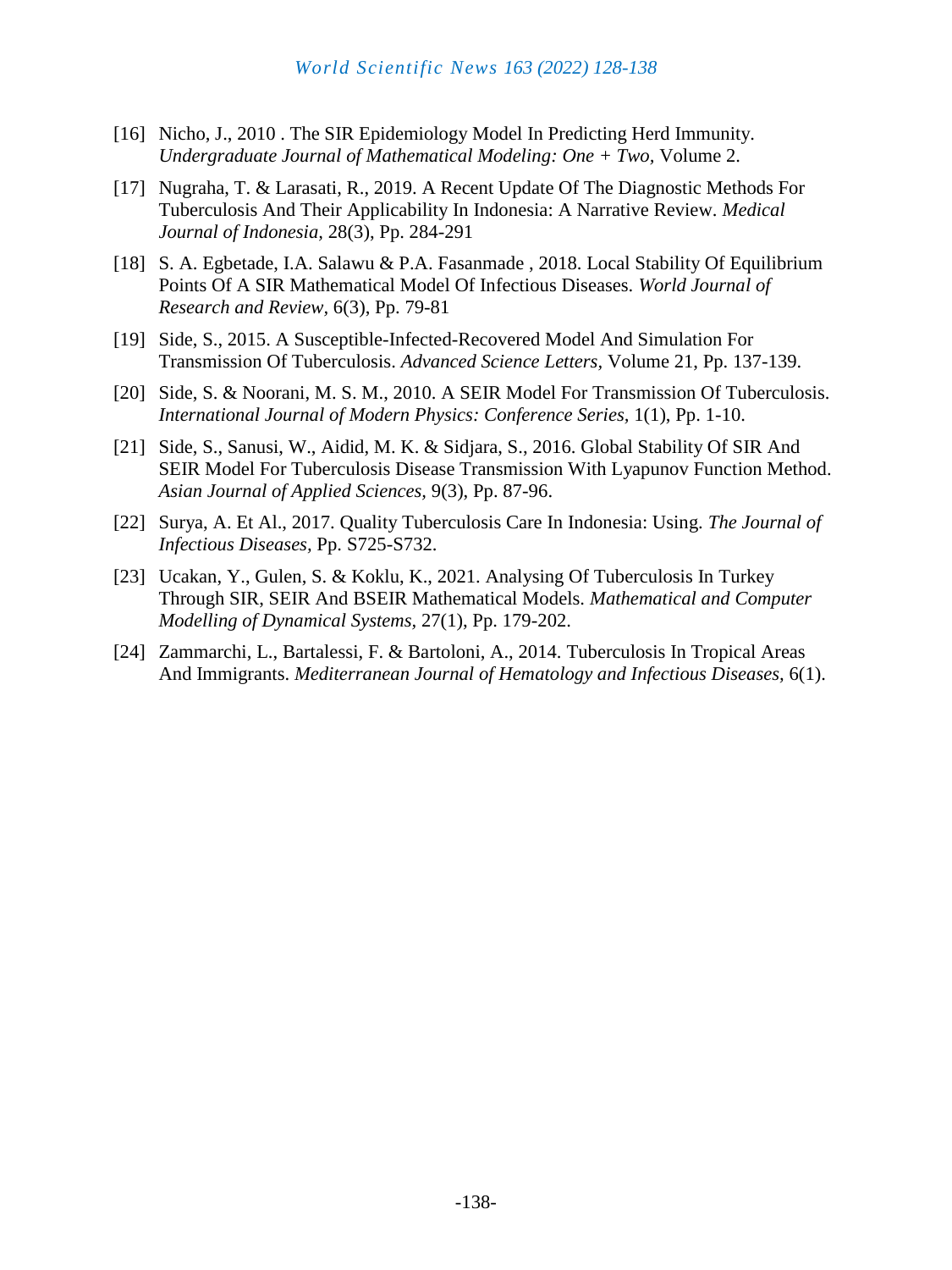[16] Nicho, J., 2010 . The SIR Epidemiology Model In Predicting Herd Immunity. *Undergraduate Journal of Mathematical Modeling: One + Two,* Volume 2.

[17] Nugraha, T. & Larasati, R., 2019. A Recent Update Of The Diagnostic Methods For Tuberculosis And Their Applicability In Indonesia: A Narrative Review. *Medical Journal of Indonesia,* 28(3), Pp. 284-291

[18] S. A. Egbetade, I.A. Salawu & P.A. Fasanmade , 2018. Local Stability Of Equilibrium Points Of A SIR Mathematical Model Of Infectious Diseases. *World Journal of Research and Review,* 6(3), Pp. 79-81

[19] Side, S., 2015. A Susceptible-Infected-Recovered Model And Simulation For Transmission Of Tuberculosis. *Advanced Science Letters,* Volume 21, Pp. 137-139.

[20] Side, S. & Noorani, M. S. M., 2010. A SEIR Model For Transmission Of Tuberculosis. *International Journal of Modern Physics: Conference Series,* 1(1), Pp. 1-10.

[21] Side, S., Sanusi, W., Aidid, M. K. & Sidjara, S., 2016. Global Stability Of SIR And SEIR Model For Tuberculosis Disease Transmission With Lyapunov Function Method. *Asian Journal of Applied Sciences,* 9(3), Pp. 87-96.

[22] Surya, A. Et Al., 2017. Quality Tuberculosis Care In Indonesia: Using. *The Journal of Infectious Diseases,* Pp. S725-S732.

[23] Ucakan, Y., Gulen, S. & Koklu, K., 2021. Analysing Of Tuberculosis In Turkey Through SIR, SEIR And BSEIR Mathematical Models. *Mathematical and Computer Modelling of Dynamical Systems,* 27(1), Pp. 179-202.

[24] Zammarchi, L., Bartalessi, F. & Bartoloni, A., 2014. Tuberculosis In Tropical Areas And Immigrants. *Mediterranean Journal of Hematology and Infectious Diseases,* 6(1).